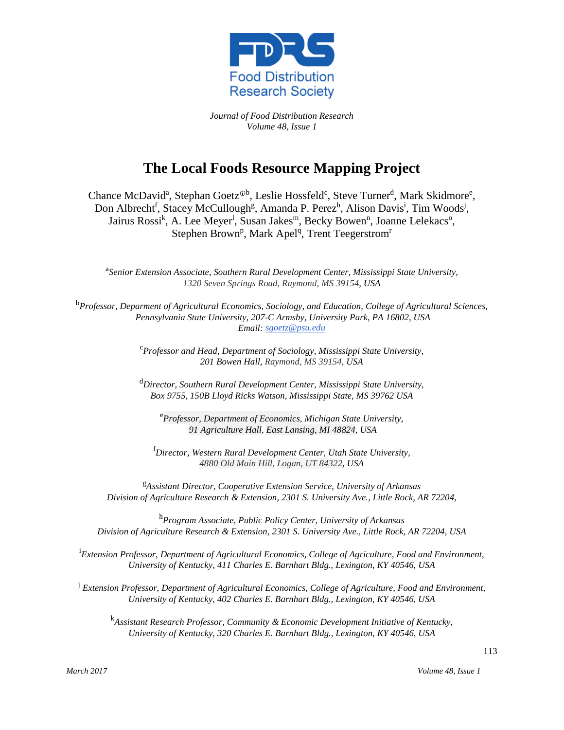Journal of Food Distribution Research
Volume 48, Issue 1

# The Local Foods Resource Mapping Project

Chance McDavid[a], Stephan Goetz[b], Leslie Hossfeld[c], Steve Turner[d], Mark Skidmore[e], Don Albrecht[f], Stacey McCullough[g], Amanda P. Perez[h], Alison Davis[i], Tim Woods[j], Jairus Rossi[k], A. Lee Meyer[l], Susan Jakes[m], Becky Bowen[n], Joanne Lelekacs[o], Stephen Brown[p], Mark Apel[q], Trent Teegerstrom[r]

[a]*Senior Extension Associate, Southern Rural Development Center, Mississippi State University, 1320 Seven Springs Road, Raymond, MS 39154, USA*

[b]*Professor, Deparment of Agricultural Economics, Sociology, and Education, College of Agricultural Sciences, Pennsylvania State University, 207-C Armsby, University Park, PA 16802, USA*
*Email: sgoetz@psu.edu*

[c]*Professor and Head, Department of Sociology, Mississippi State University, 201 Bowen Hall, Raymond, MS 39154, USA*

[d]*Director, Southern Rural Development Center, Mississippi State University, Box 9755, 150B Lloyd Ricks Watson, Mississippi State, MS 39762 USA*

[e]*Professor, Department of Economics, Michigan State University, 91 Agriculture Hall, East Lansing, MI 48824, USA*

[f]*Director, Western Rural Development Center, Utah State University, 4880 Old Main Hill, Logan, UT 84322, USA*

[g]*Assistant Director, Cooperative Extension Service, University of Arkansas Division of Agriculture Research & Extension, 2301 S. University Ave., Little Rock, AR 72204,*

[h]*Program Associate, Public Policy Center, University of Arkansas Division of Agriculture Research & Extension, 2301 S. University Ave., Little Rock, AR 72204, USA*

[i]*Extension Professor, Department of Agricultural Economics, College of Agriculture, Food and Environment, University of Kentucky, 411 Charles E. Barnhart Bldg., Lexington, KY 40546, USA*

[j]*Extension Professor, Department of Agricultural Economics, College of Agriculture, Food and Environment, University of Kentucky, 402 Charles E. Barnhart Bldg., Lexington, KY 40546, USA*

[k]*Assistant Research Professor, Community & Economic Development Initiative of Kentucky, University of Kentucky, 320 Charles E. Barnhart Bldg., Lexington, KY 40546, USA*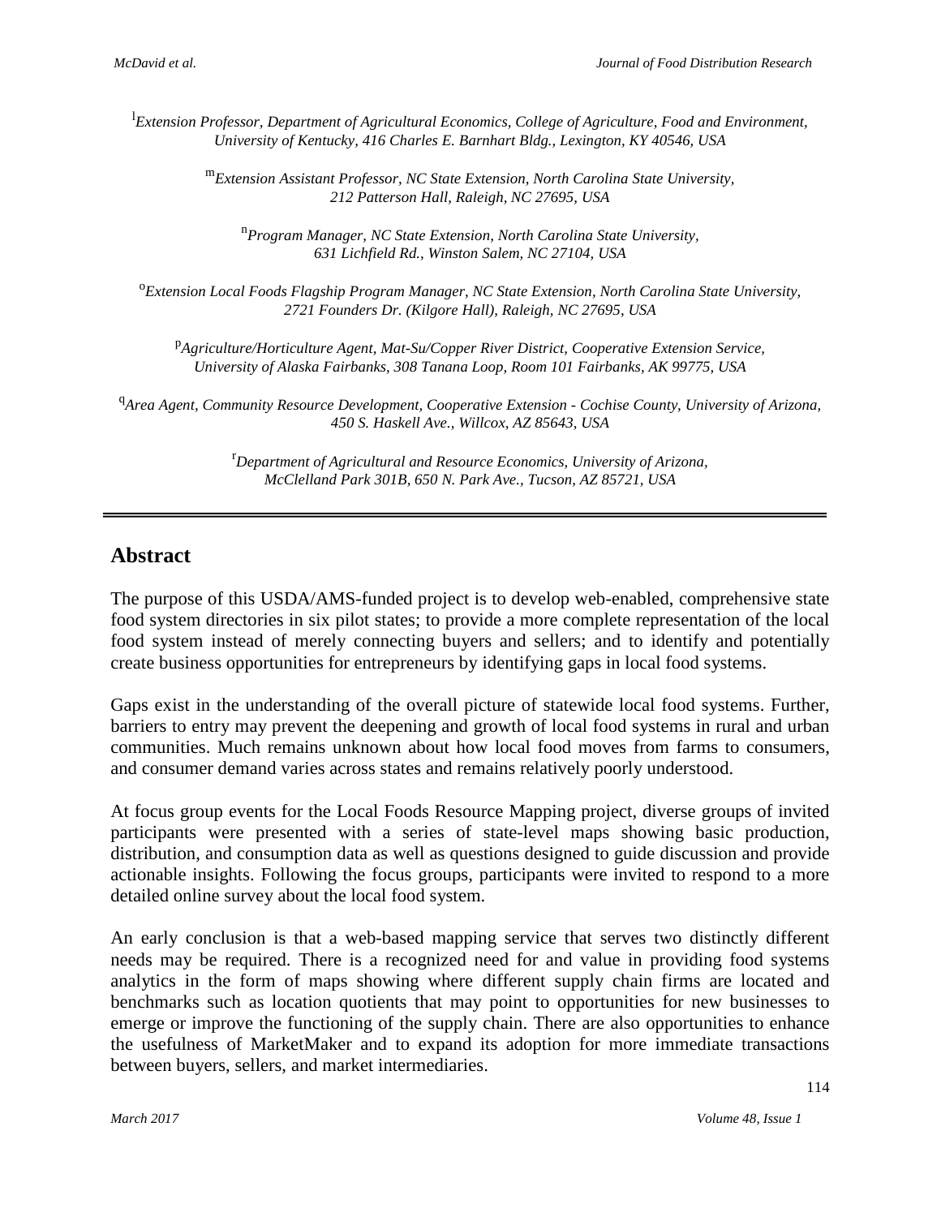[l]*Extension Professor, Department of Agricultural Economics, College of Agriculture, Food and Environment, University of Kentucky, 416 Charles E. Barnhart Bldg., Lexington, KY 40546, USA*

[m]*Extension Assistant Professor, NC State Extension, North Carolina State University, 212 Patterson Hall, Raleigh, NC 27695, USA*

[n]*Program Manager, NC State Extension, North Carolina State University, 631 Lichfield Rd., Winston Salem, NC 27104, USA*

[o]*Extension Local Foods Flagship Program Manager, NC State Extension, North Carolina State University, 2721 Founders Dr. (Kilgore Hall), Raleigh, NC 27695, USA*

[p]*Agriculture/Horticulture Agent, Mat-Su/Copper River District, Cooperative Extension Service, University of Alaska Fairbanks, 308 Tanana Loop, Room 101 Fairbanks, AK 99775, USA*

[q]*Area Agent, Community Resource Development, Cooperative Extension - Cochise County, University of Arizona, 450 S. Haskell Ave., Willcox, AZ 85643, USA*

[r]*Department of Agricultural and Resource Economics, University of Arizona, McClelland Park 301B, 650 N. Park Ave., Tucson, AZ 85721, USA*

## Abstract

The purpose of this USDA/AMS-funded project is to develop web-enabled, comprehensive state food system directories in six pilot states; to provide a more complete representation of the local food system instead of merely connecting buyers and sellers; and to identify and potentially create business opportunities for entrepreneurs by identifying gaps in local food systems.

Gaps exist in the understanding of the overall picture of statewide local food systems. Further, barriers to entry may prevent the deepening and growth of local food systems in rural and urban communities. Much remains unknown about how local food moves from farms to consumers, and consumer demand varies across states and remains relatively poorly understood.

At focus group events for the Local Foods Resource Mapping project, diverse groups of invited participants were presented with a series of state-level maps showing basic production, distribution, and consumption data as well as questions designed to guide discussion and provide actionable insights. Following the focus groups, participants were invited to respond to a more detailed online survey about the local food system.

An early conclusion is that a web-based mapping service that serves two distinctly different needs may be required. There is a recognized need for and value in providing food systems analytics in the form of maps showing where different supply chain firms are located and benchmarks such as location quotients that may point to opportunities for new businesses to emerge or improve the functioning of the supply chain. There are also opportunities to enhance the usefulness of MarketMaker and to expand its adoption for more immediate transactions between buyers, sellers, and market intermediaries.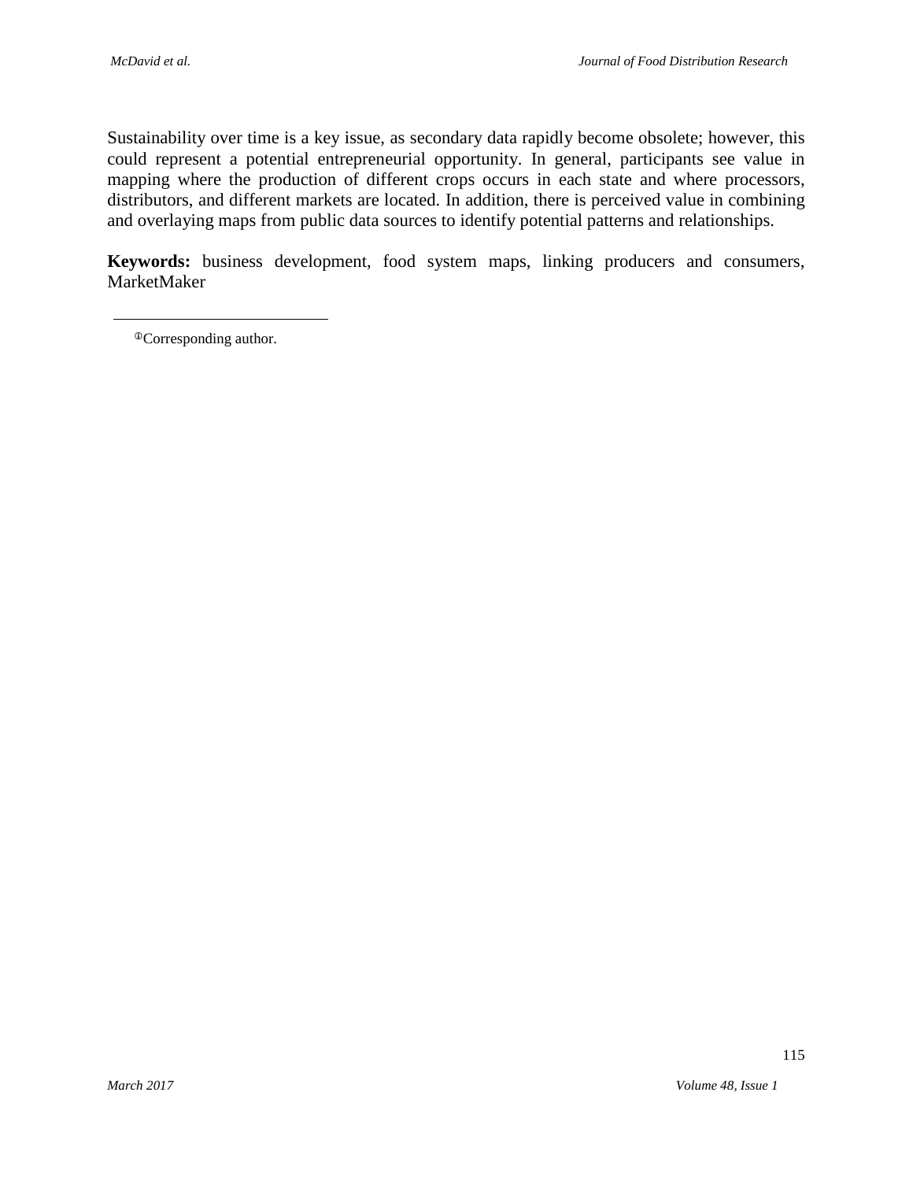Sustainability over time is a key issue, as secondary data rapidly become obsolete; however, this could represent a potential entrepreneurial opportunity. In general, participants see value in mapping where the production of different crops occurs in each state and where processors, distributors, and different markets are located. In addition, there is perceived value in combining and overlaying maps from public data sources to identify potential patterns and relationships.

**Keywords:** business development, food system maps, linking producers and consumers, MarketMaker

---

[①] Corresponding author.